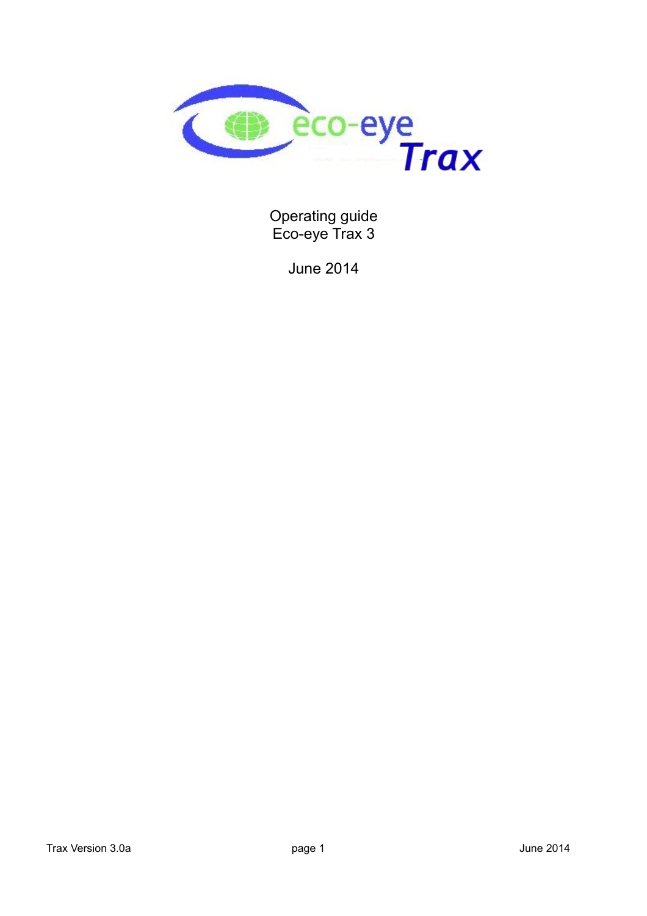eco-eye Trax

Operating guide
Eco-eye Trax 3

June 2014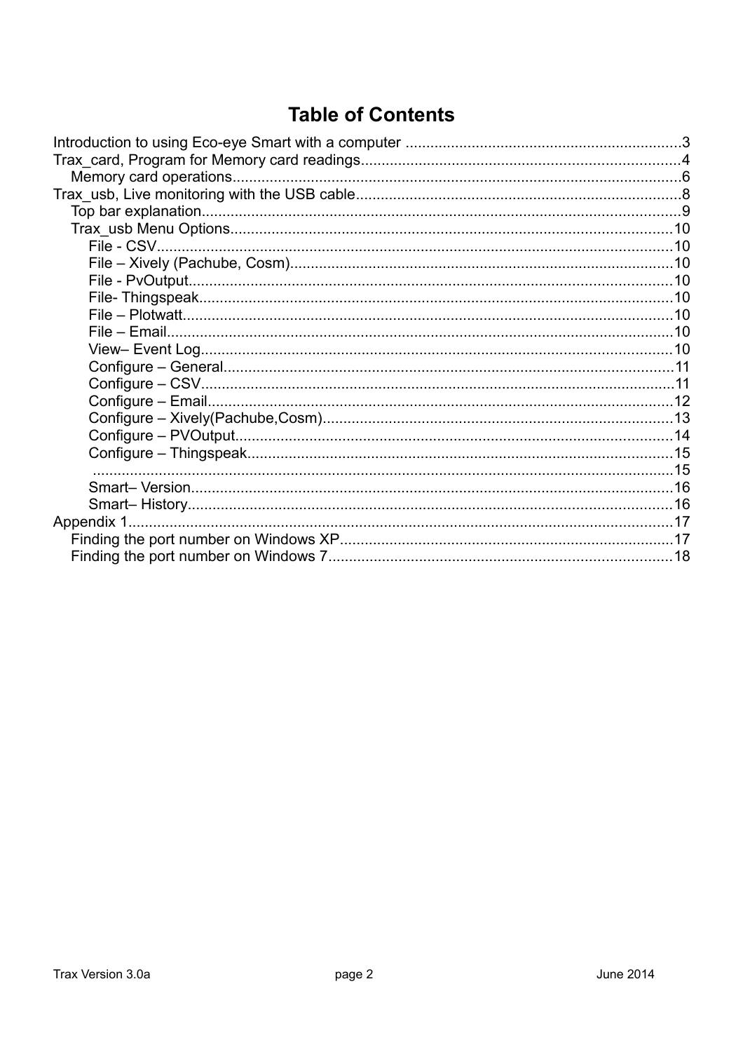# Table of Contents

Introduction to using Eco-eye Smart with a computer ....................3
Trax_card, Program for Memory card readings....................4
- Memory card operations....................6

Trax_usb, Live monitoring with the USB cable....................8
- Top bar explanation....................9
- Trax_usb Menu Options....................10
  - File - CSV....................10
  - File – Xively (Pachube, Cosm)....................10
  - File - PvOutput....................10
  - File- Thingspeak....................10
  - File – Plotwatt....................10
  - File – Email....................10
  - View– Event Log....................10
  - Configure – General....................11
  - Configure – CSV....................11
  - Configure – Email....................12
  - Configure – Xively(Pachube,Cosm)....................13
  - Configure – PVOutput....................14
  - Configure – Thingspeak....................15
  - ....................15
  - Smart– Version....................16
  - Smart– History....................16

Appendix 1....................17
- Finding the port number on Windows XP....................17
- Finding the port number on Windows 7....................18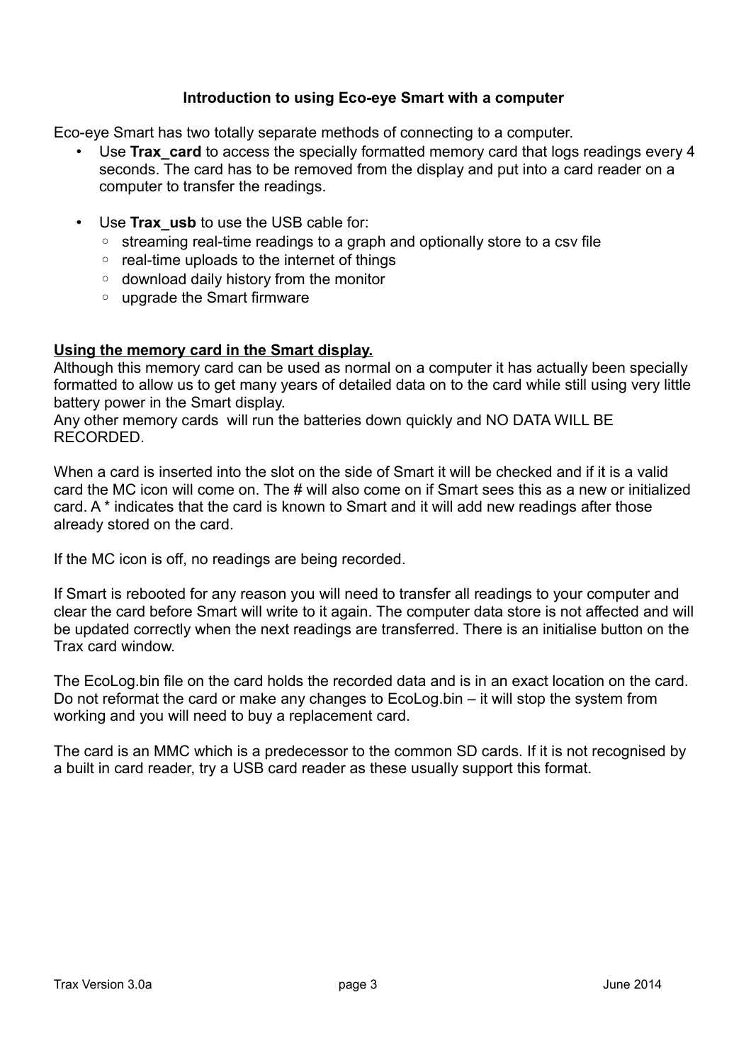## Introduction to using Eco-eye Smart with a computer

Eco-eye Smart has two totally separate methods of connecting to a computer.

- Use **Trax_card** to access the specially formatted memory card that logs readings every 4 seconds. The card has to be removed from the display and put into a card reader on a computer to transfer the readings.
- Use **Trax_usb** to use the USB cable for:
  - streaming real-time readings to a graph and optionally store to a csv file
  - real-time uploads to the internet of things
  - download daily history from the monitor
  - upgrade the Smart firmware

**Using the memory card in the Smart display.**

Although this memory card can be used as normal on a computer it has actually been specially formatted to allow us to get many years of detailed data on to the card while still using very little battery power in the Smart display.
Any other memory cards will run the batteries down quickly and NO DATA WILL BE RECORDED.

When a card is inserted into the slot on the side of Smart it will be checked and if it is a valid card the MC icon will come on. The # will also come on if Smart sees this as a new or initialized card. A * indicates that the card is known to Smart and it will add new readings after those already stored on the card.

If the MC icon is off, no readings are being recorded.

If Smart is rebooted for any reason you will need to transfer all readings to your computer and clear the card before Smart will write to it again. The computer data store is not affected and will be updated correctly when the next readings are transferred. There is an initialise button on the Trax card window.

The EcoLog.bin file on the card holds the recorded data and is in an exact location on the card. Do not reformat the card or make any changes to EcoLog.bin – it will stop the system from working and you will need to buy a replacement card.

The card is an MMC which is a predecessor to the common SD cards. If it is not recognised by a built in card reader, try a USB card reader as these usually support this format.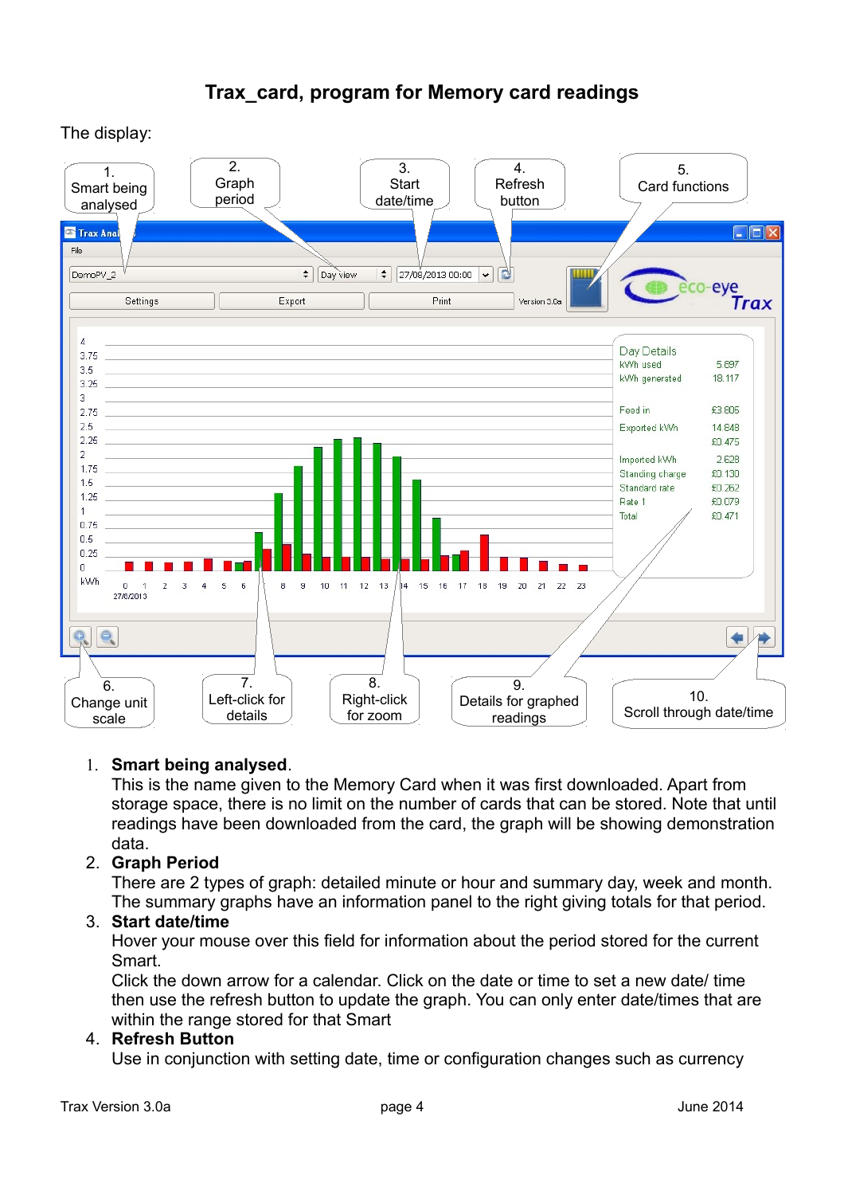# Trax_card, program for Memory card readings

The display:

1. Smart being analysed
2. Graph period
3. Start date/time
4. Refresh button
5. Card functions
6. Change unit scale
7. Left-click for details
8. Right-click for zoom
9. Details for graphed readings
10. Scroll through date/time

1. **Smart being analysed**.
   This is the name given to the Memory Card when it was first downloaded. Apart from storage space, there is no limit on the number of cards that can be stored. Note that until readings have been downloaded from the card, the graph will be showing demonstration data.
2. **Graph Period**
   There are 2 types of graph: detailed minute or hour and summary day, week and month. The summary graphs have an information panel to the right giving totals for that period.
3. **Start date/time**
   Hover your mouse over this field for information about the period stored for the current Smart.
   Click the down arrow for a calendar. Click on the date or time to set a new date/ time then use the refresh button to update the graph. You can only enter date/times that are within the range stored for that Smart
4. **Refresh Button**
   Use in conjunction with setting date, time or configuration changes such as currency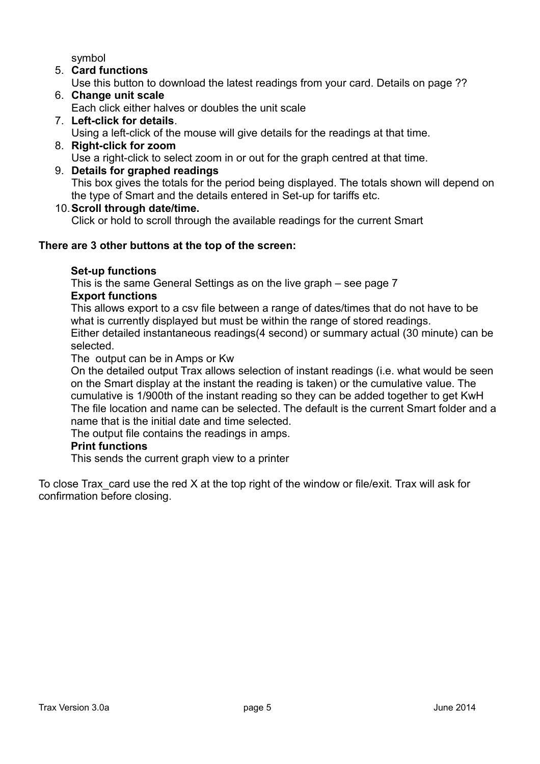symbol

5. **Card functions**
   Use this button to download the latest readings from your card. Details on page ??
6. **Change unit scale**
   Each click either halves or doubles the unit scale
7. **Left-click for details**.
   Using a left-click of the mouse will give details for the readings at that time.
8. **Right-click for zoom**
   Use a right-click to select zoom in or out for the graph centred at that time.
9. **Details for graphed readings**
   This box gives the totals for the period being displayed. The totals shown will depend on the type of Smart and the details entered in Set-up for tariffs etc.
10. **Scroll through date/time.**
    Click or hold to scroll through the available readings for the current Smart

**There are 3 other buttons at the top of the screen:**

**Set-up functions**
This is the same General Settings as on the live graph – see page 7

**Export functions**
This allows export to a csv file between a range of dates/times that do not have to be what is currently displayed but must be within the range of stored readings.
Either detailed instantaneous readings(4 second) or summary actual (30 minute) can be selected.
The output can be in Amps or Kw
On the detailed output Trax allows selection of instant readings (i.e. what would be seen on the Smart display at the instant the reading is taken) or the cumulative value. The cumulative is 1/900th of the instant reading so they can be added together to get KwH
The file location and name can be selected. The default is the current Smart folder and a name that is the initial date and time selected.
The output file contains the readings in amps.

**Print functions**
This sends the current graph view to a printer

To close Trax_card use the red X at the top right of the window or file/exit. Trax will ask for confirmation before closing.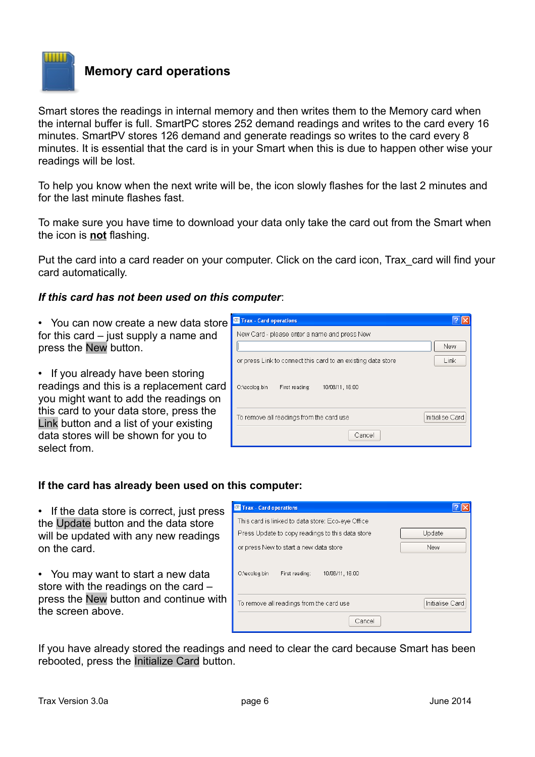## Memory card operations

Smart stores the readings in internal memory and then writes them to the Memory card when the internal buffer is full. SmartPC stores 252 demand readings and writes to the card every 16 minutes. SmartPV stores 126 demand and generate readings so writes to the card every 8 minutes. It is essential that the card is in your Smart when this is due to happen other wise your readings will be lost.

To help you know when the next write will be, the icon slowly flashes for the last 2 minutes and for the last minute flashes fast.

To make sure you have time to download your data only take the card out from the Smart when the icon is **not** flashing.

Put the card into a card reader on your computer. Click on the card icon, Trax_card will find your card automatically.

***If this card has not been used on this computer***:

- You can now create a new data store for this card – just supply a name and press the New button.
- If you already have been storing readings and this is a replacement card you might want to add the readings on this card to your data store, press the Link button and a list of your existing data stores will be shown for you to select from.

**If the card has already been used on this computer:**

- If the data store is correct, just press the Update button and the data store will be updated with any new readings on the card.
- You may want to start a new data store with the readings on the card – press the New button and continue with the screen above.

If you have already stored the readings and need to clear the card because Smart has been rebooted, press the Initialize Card button.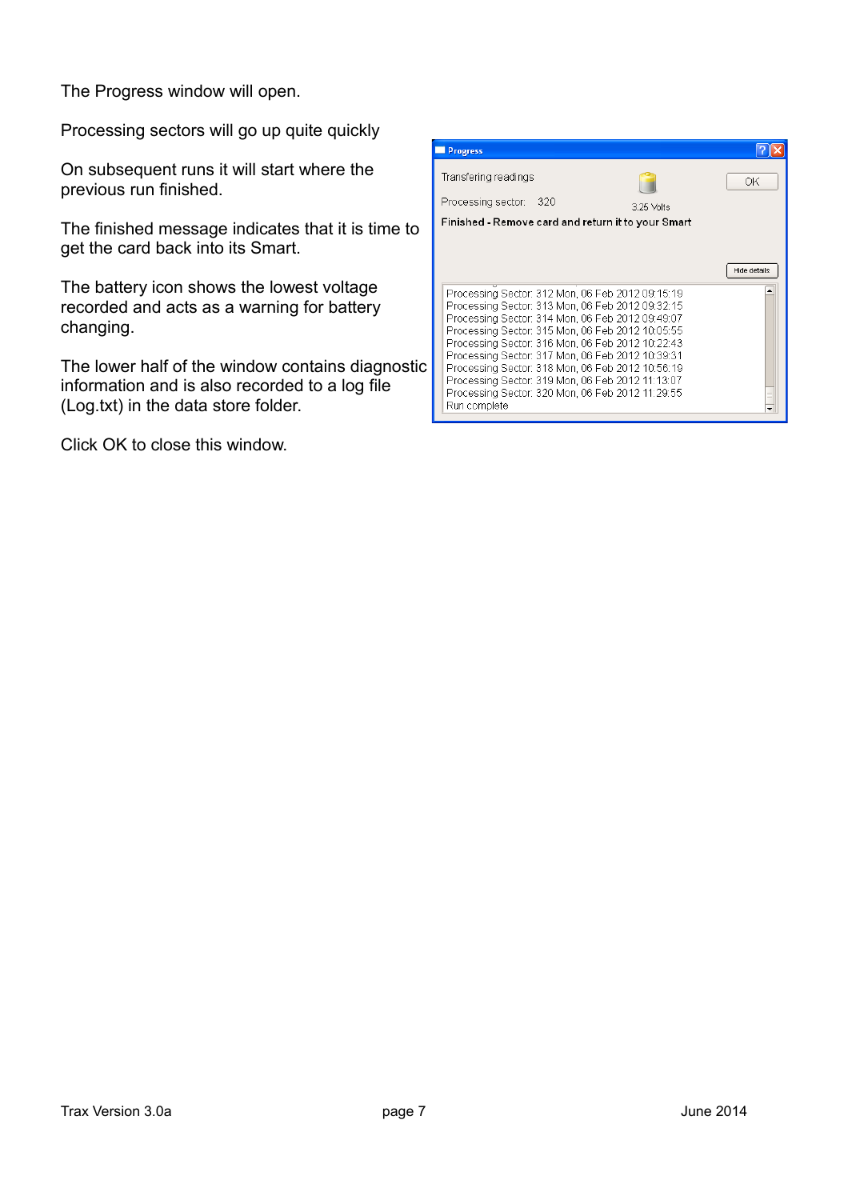The Progress window will open.

Processing sectors will go up quite quickly

On subsequent runs it will start where the previous run finished.

The finished message indicates that it is time to get the card back into its Smart.

The battery icon shows the lowest voltage recorded and acts as a warning for battery changing.

The lower half of the window contains diagnostic information and is also recorded to a log file (Log.txt) in the data store folder.

Click OK to close this window.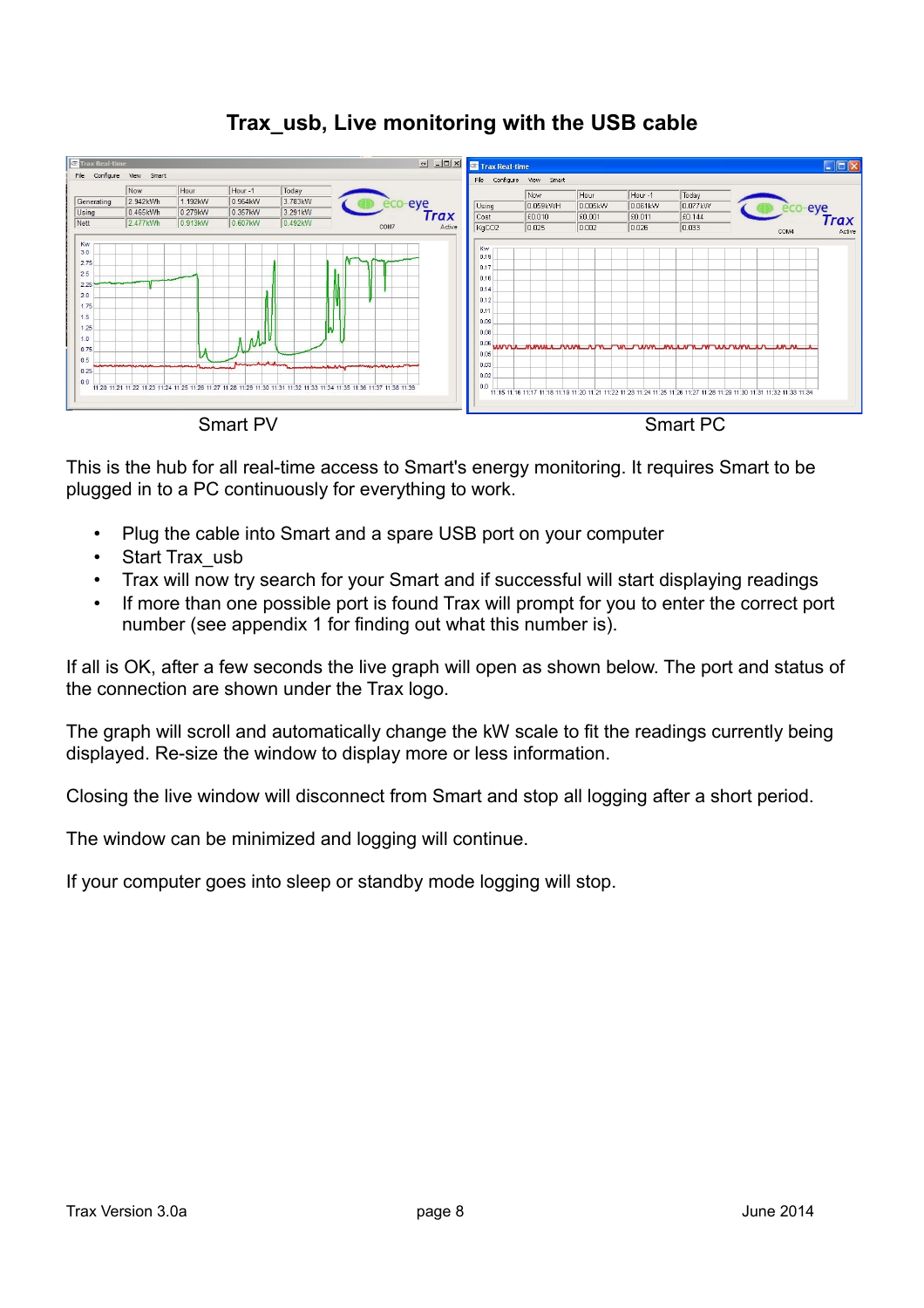# Trax_usb, Live monitoring with the USB cable

Smart PV

Smart PC

This is the hub for all real-time access to Smart's energy monitoring. It requires Smart to be plugged in to a PC continuously for everything to work.

- Plug the cable into Smart and a spare USB port on your computer
- Start Trax_usb
- Trax will now try search for your Smart and if successful will start displaying readings
- If more than one possible port is found Trax will prompt for you to enter the correct port number (see appendix 1 for finding out what this number is).

If all is OK, after a few seconds the live graph will open as shown below. The port and status of the connection are shown under the Trax logo.

The graph will scroll and automatically change the kW scale to fit the readings currently being displayed. Re-size the window to display more or less information.

Closing the live window will disconnect from Smart and stop all logging after a short period.

The window can be minimized and logging will continue.

If your computer goes into sleep or standby mode logging will stop.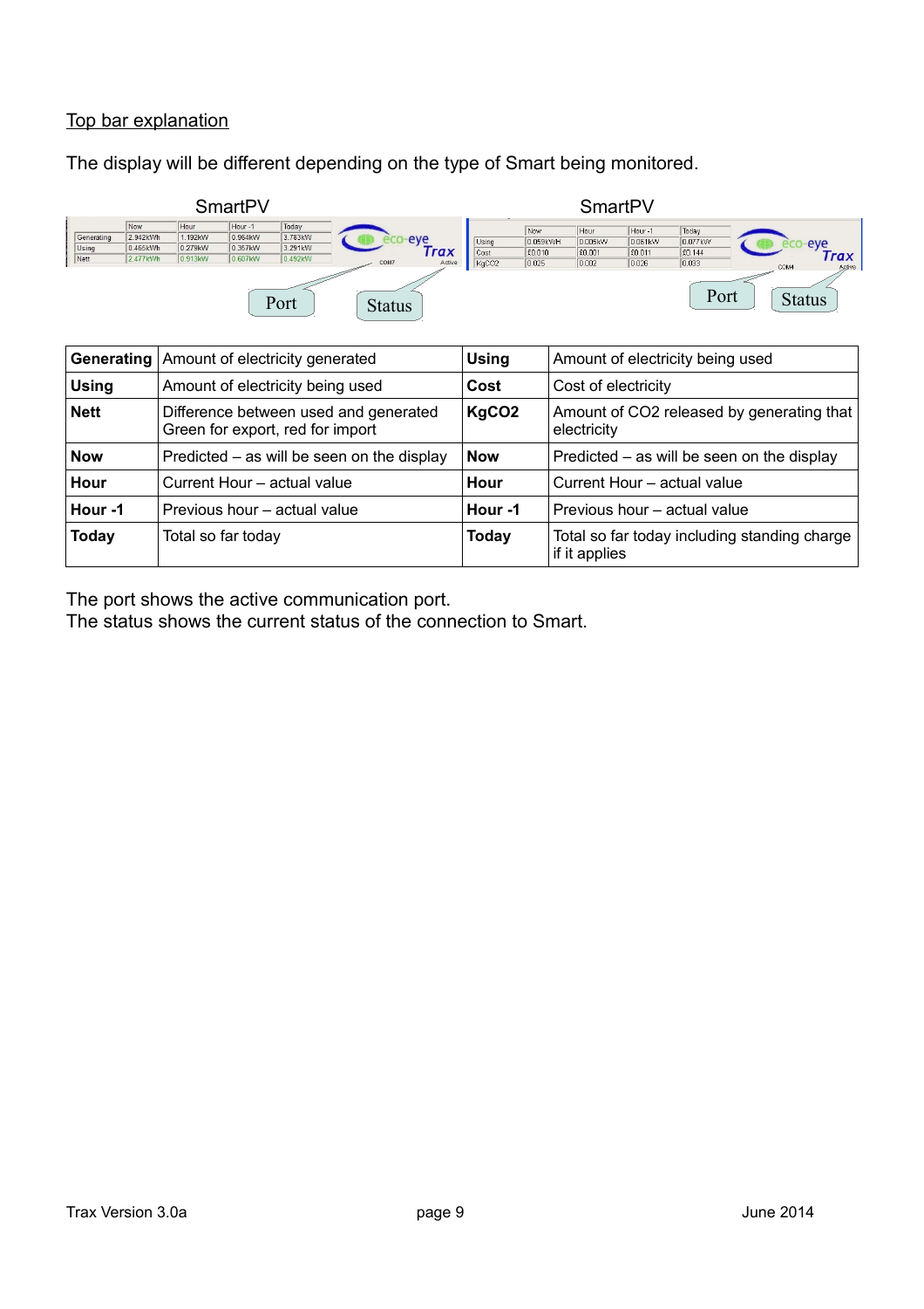Top bar explanation

The display will be different depending on the type of Smart being monitored.

SmartPV | SmartPV

| | Now | Hour | Hour -1 | Today |
|---|---|---|---|---|
| Generating | 2.942kWh | 1.192kW | 0.964kW | 3.783kW |
| Using | 0.465kWh | 0.279kW | 0.357kW | 3.291kW |
| Nett | 2.477kWh | 0.913kW | 0.607kW | 0.492kW |

COM7 — Active

Port — Status

| | Now | Hour | Hour -1 | Today |
|---|---|---|---|---|
| Using | 0.059kWH | 0.005kW | 0.061kW | 0.077kW |
| Cost | £0.010 | £0.001 | £0.011 | £0.144 |
| KgCO2 | 0.025 | 0.002 | 0.026 | 0.033 |

COM4 — Active

Port — Status

| | | | |
|---|---|---|---|
| **Generating** | Amount of electricity generated | **Using** | Amount of electricity being used |
| **Using** | Amount of electricity being used | **Cost** | Cost of electricity |
| **Nett** | Difference between used and generated Green for export, red for import | **KgCO2** | Amount of CO2 released by generating that electricity |
| **Now** | Predicted – as will be seen on the display | **Now** | Predicted – as will be seen on the display |
| **Hour** | Current Hour – actual value | **Hour** | Current Hour – actual value |
| **Hour -1** | Previous hour – actual value | **Hour -1** | Previous hour – actual value |
| **Today** | Total so far today | **Today** | Total so far today including standing charge if it applies |

The port shows the active communication port.
The status shows the current status of the connection to Smart.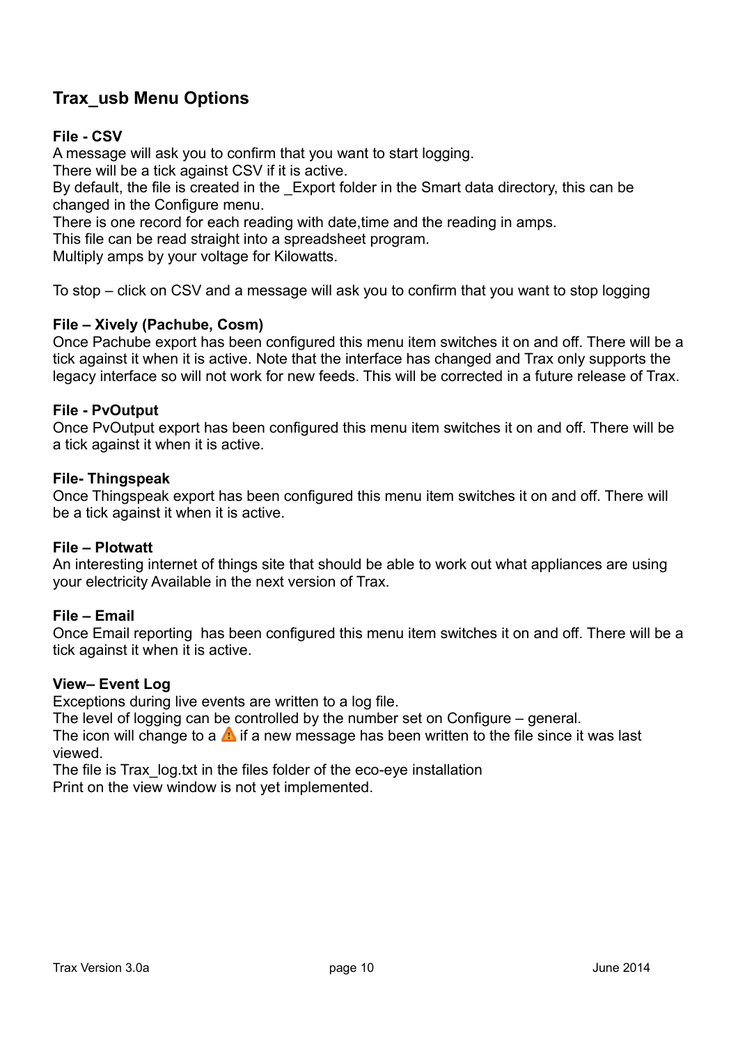## Trax_usb Menu Options

**File - CSV**

A message will ask you to confirm that you want to start logging.
There will be a tick against CSV if it is active.
By default, the file is created in the _Export folder in the Smart data directory, this can be changed in the Configure menu.
There is one record for each reading with date,time and the reading in amps.
This file can be read straight into a spreadsheet program.
Multiply amps by your voltage for Kilowatts.

To stop – click on CSV and a message will ask you to confirm that you want to stop logging

**File – Xively (Pachube, Cosm)**

Once Pachube export has been configured this menu item switches it on and off. There will be a tick against it when it is active. Note that the interface has changed and Trax only supports the legacy interface so will not work for new feeds. This will be corrected in a future release of Trax.

**File - PvOutput**

Once PvOutput export has been configured this menu item switches it on and off. There will be a tick against it when it is active.

**File- Thingspeak**

Once Thingspeak export has been configured this menu item switches it on and off. There will be a tick against it when it is active.

**File – Plotwatt**

An interesting internet of things site that should be able to work out what appliances are using your electricity Available in the next version of Trax.

**File – Email**

Once Email reporting has been configured this menu item switches it on and off. There will be a tick against it when it is active.

**View– Event Log**

Exceptions during live events are written to a log file.
The level of logging can be controlled by the number set on Configure – general.
The icon will change to a ⚠ if a new message has been written to the file since it was last viewed.
The file is Trax_log.txt in the files folder of the eco-eye installation
Print on the view window is not yet implemented.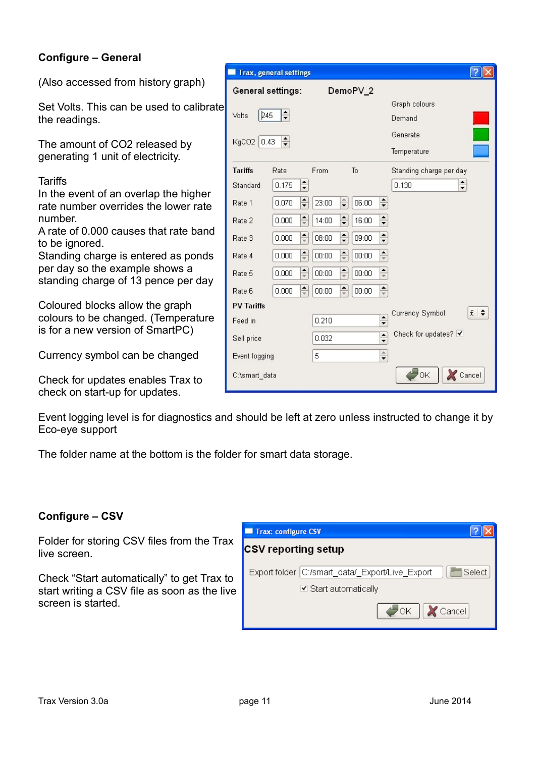**Configure – General**

(Also accessed from history graph)

Set Volts. This can be used to calibrate the readings.

The amount of $CO_2$ released by generating 1 unit of electricity.

Tariffs
In the event of an overlap the higher rate number overrides the lower rate number.
A rate of 0.000 causes that rate band to be ignored.
Standing charge is entered as ponds per day so the example shows a standing charge of 13 pence per day

Coloured blocks allow the graph colours to be changed. (Temperature is for a new version of SmartPC)

Currency symbol can be changed

Check for updates enables Trax to check on start-up for updates.

Event logging level is for diagnostics and should be left at zero unless instructed to change it by Eco-eye support

The folder name at the bottom is the folder for smart data storage.

**Configure – CSV**

Folder for storing CSV files from the Trax live screen.

Check "Start automatically" to get Trax to start writing a CSV file as soon as the live screen is started.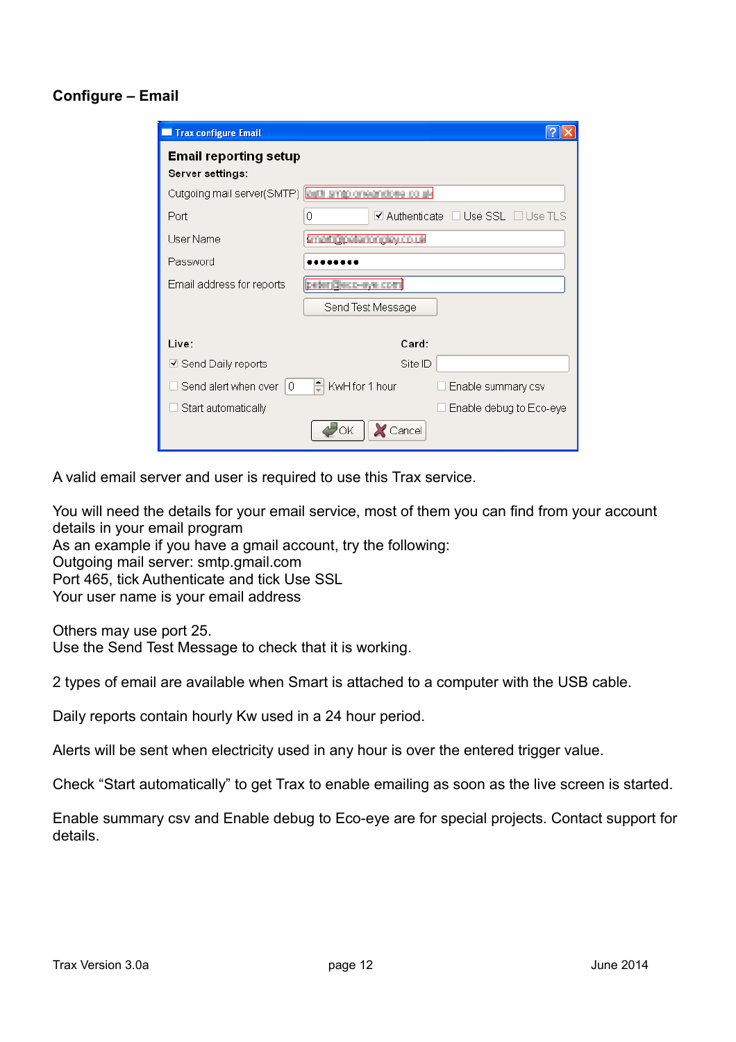**Configure – Email**

A valid email server and user is required to use this Trax service.

You will need the details for your email service, most of them you can find from your account details in your email program
As an example if you have a gmail account, try the following:
Outgoing mail server: smtp.gmail.com
Port 465, tick Authenticate and tick Use SSL
Your user name is your email address

Others may use port 25.
Use the Send Test Message to check that it is working.

2 types of email are available when Smart is attached to a computer with the USB cable.

Daily reports contain hourly Kw used in a 24 hour period.

Alerts will be sent when electricity used in any hour is over the entered trigger value.

Check “Start automatically” to get Trax to enable emailing as soon as the live screen is started.

Enable summary csv and Enable debug to Eco-eye are for special projects. Contact support for details.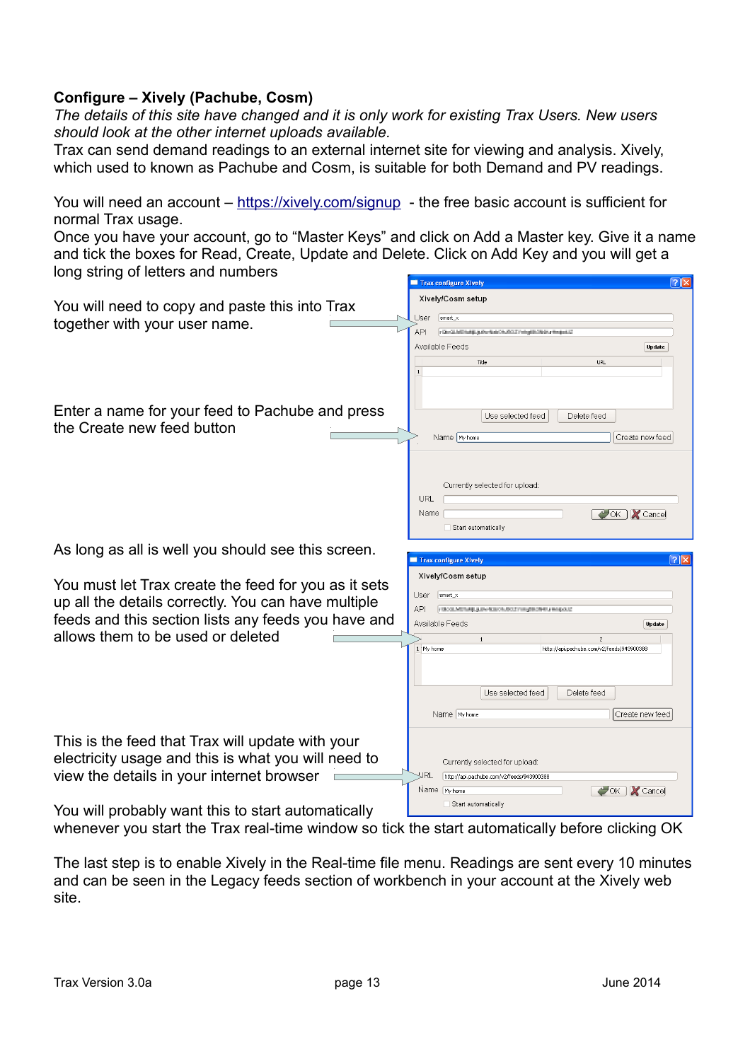**Configure – Xively (Pachube, Cosm)**

*The details of this site have changed and it is only work for existing Trax Users. New users should look at the other internet uploads available.*

Trax can send demand readings to an external internet site for viewing and analysis. Xively, which used to known as Pachube and Cosm, is suitable for both Demand and PV readings.

You will need an account – https://xively.com/signup - the free basic account is sufficient for normal Trax usage.

Once you have your account, go to "Master Keys" and click on Add a Master key. Give it a name and tick the boxes for Read, Create, Update and Delete. Click on Add Key and you will get a long string of letters and numbers

You will need to copy and paste this into Trax together with your user name.

Enter a name for your feed to Pachube and press the Create new feed button

As long as all is well you should see this screen.

You must let Trax create the feed for you as it sets up all the details correctly. You can have multiple feeds and this section lists any feeds you have and allows them to be used or deleted

This is the feed that Trax will update with your electricity usage and this is what you will need to view the details in your internet browser

You will probably want this to start automatically whenever you start the Trax real-time window so tick the start automatically before clicking OK

The last step is to enable Xively in the Real-time file menu. Readings are sent every 10 minutes and can be seen in the Legacy feeds section of workbench in your account at the Xively web site.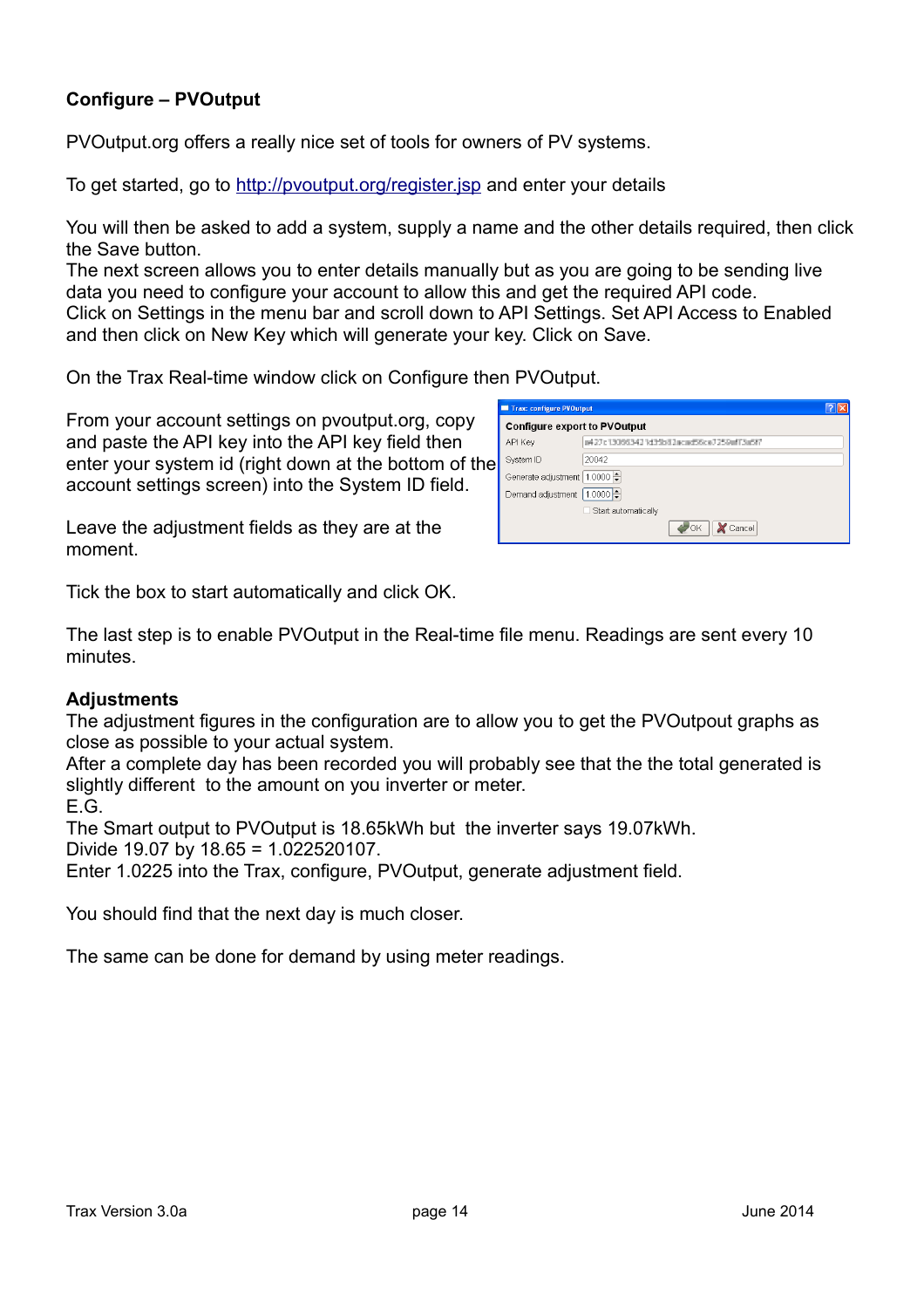**Configure – PVOutput**

PVOutput.org offers a really nice set of tools for owners of PV systems.

To get started, go to [http://pvoutput.org/register.jsp](http://pvoutput.org/register.jsp) and enter your details

You will then be asked to add a system, supply a name and the other details required, then click the Save button.
The next screen allows you to enter details manually but as you are going to be sending live data you need to configure your account to allow this and get the required API code.
Click on Settings in the menu bar and scroll down to API Settings. Set API Access to Enabled and then click on New Key which will generate your key. Click on Save.

On the Trax Real-time window click on Configure then PVOutput.

From your account settings on pvoutput.org, copy and paste the API key into the API key field then enter your system id (right down at the bottom of the account settings screen) into the System ID field.

Leave the adjustment fields as they are at the moment.

Tick the box to start automatically and click OK.

The last step is to enable PVOutput in the Real-time file menu. Readings are sent every 10 minutes.

**Adjustments**
The adjustment figures in the configuration are to allow you to get the PVOutpout graphs as close as possible to your actual system.
After a complete day has been recorded you will probably see that the the total generated is slightly different to the amount on you inverter or meter.
E.G.
The Smart output to PVOutput is 18.65kWh but the inverter says 19.07kWh.
Divide 19.07 by 18.65 = 1.022520107.
Enter 1.0225 into the Trax, configure, PVOutput, generate adjustment field.

You should find that the next day is much closer.

The same can be done for demand by using meter readings.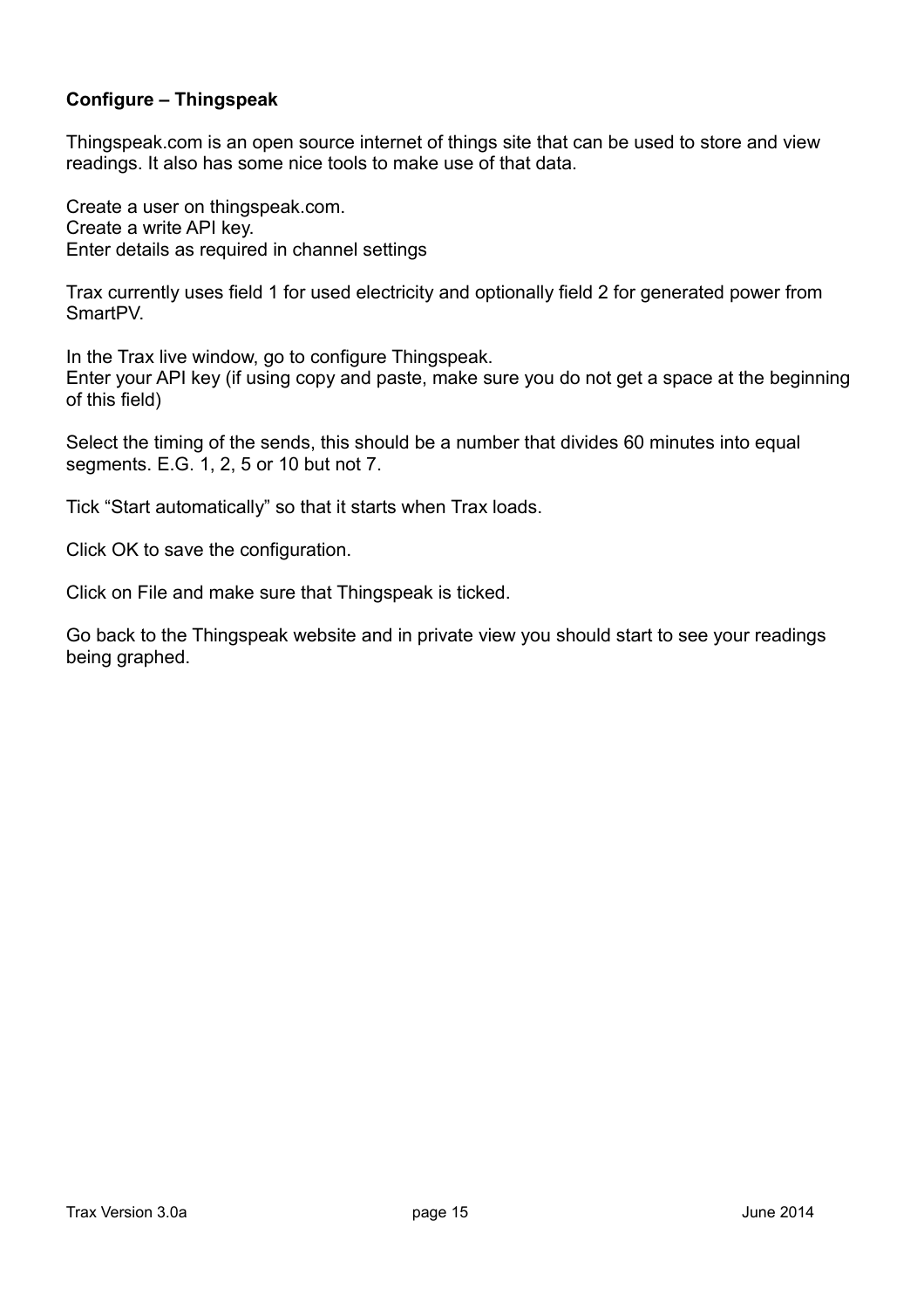**Configure – Thingspeak**

Thingspeak.com is an open source internet of things site that can be used to store and view readings. It also has some nice tools to make use of that data.

Create a user on thingspeak.com.
Create a write API key.
Enter details as required in channel settings

Trax currently uses field 1 for used electricity and optionally field 2 for generated power from SmartPV.

In the Trax live window, go to configure Thingspeak.
Enter your API key (if using copy and paste, make sure you do not get a space at the beginning of this field)

Select the timing of the sends, this should be a number that divides 60 minutes into equal segments. E.G. 1, 2, 5 or 10 but not 7.

Tick “Start automatically” so that it starts when Trax loads.

Click OK to save the configuration.

Click on File and make sure that Thingspeak is ticked.

Go back to the Thingspeak website and in private view you should start to see your readings being graphed.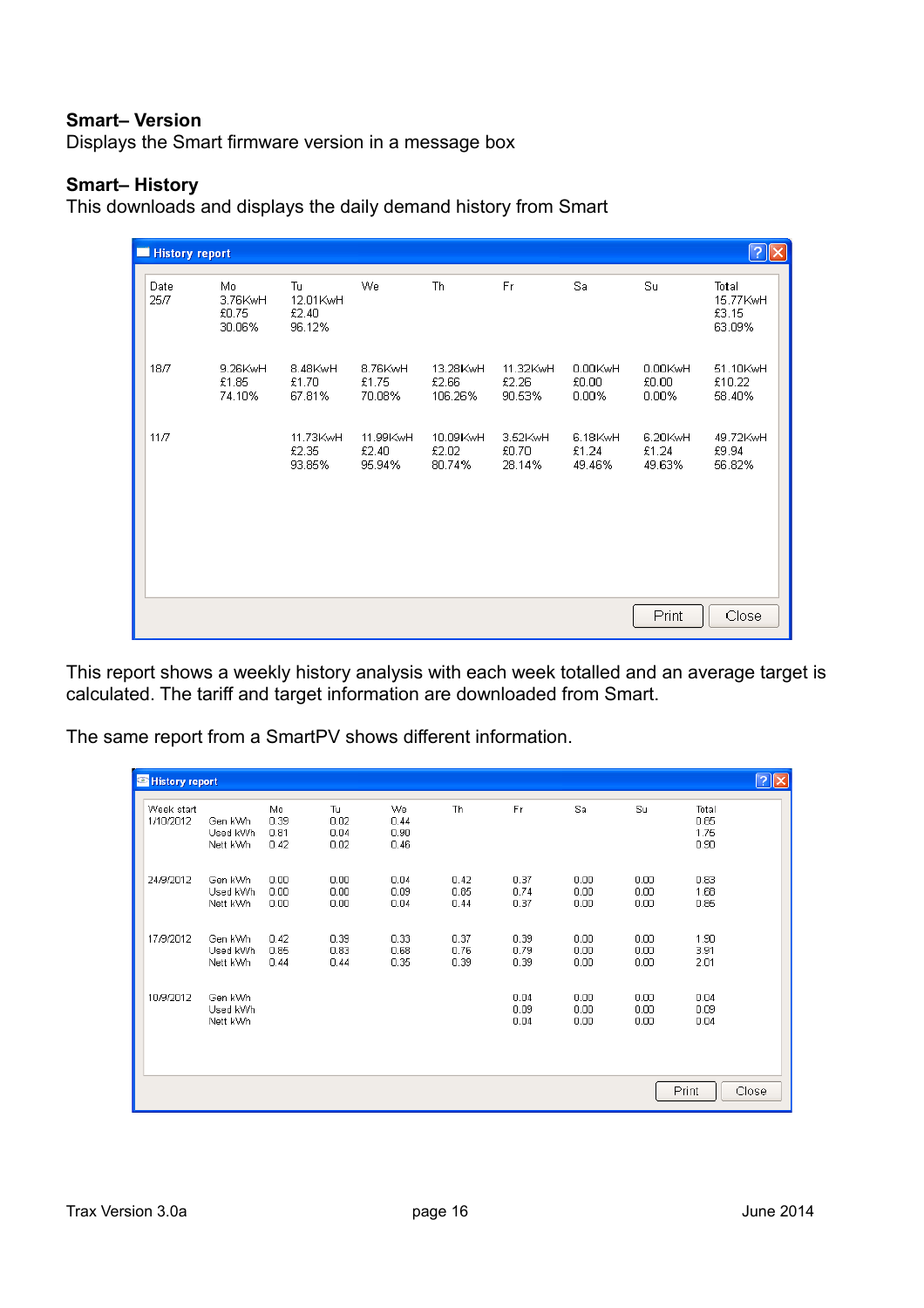**Smart– Version**
Displays the Smart firmware version in a message box

**Smart– History**
This downloads and displays the daily demand history from Smart

History report

| Date | Mo | Tu | We | Th | Fr | Sa | Su | Total |
|---|---|---|---|---|---|---|---|---|
| 25/7 | 3.76KwH<br>£0.75<br>30.06% | 12.01KwH<br>£2.40<br>96.12% | | | | | | 15.77KwH<br>£3.15<br>63.09% |
| 18/7 | 9.26KwH<br>£1.85<br>74.10% | 8.48KwH<br>£1.70<br>67.81% | 8.76KwH<br>£1.75<br>70.08% | 13.28KwH<br>£2.66<br>106.26% | 11.32KwH<br>£2.26<br>90.53% | 0.00KwH<br>£0.00<br>0.00% | 0.00KwH<br>£0.00<br>0.00% | 51.10KwH<br>£10.22<br>58.40% |
| 11/7 | | 11.73KwH<br>£2.35<br>93.85% | 11.99KwH<br>£2.40<br>95.94% | 10.09KwH<br>£2.02<br>80.74% | 3.52KwH<br>£0.70<br>28.14% | 6.18KwH<br>£1.24<br>49.46% | 6.20KwH<br>£1.24<br>49.63% | 49.72KwH<br>£9.94<br>56.82% |

Print Close

This report shows a weekly history analysis with each week totalled and an average target is calculated. The tariff and target information are downloaded from Smart.

The same report from a SmartPV shows different information.

History report

| Week start | | Mo | Tu | We | Th | Fr | Sa | Su | Total |
|---|---|---|---|---|---|---|---|---|---|
| 1/10/2012 | Gen kWh<br>Used kWh<br>Nett kWh | 0.39<br>0.81<br>0.42 | 0.02<br>0.04<br>0.02 | 0.44<br>0.90<br>0.46 | | | | | 0.85<br>1.75<br>0.90 |
| 24/9/2012 | Gen kWh<br>Used kWh<br>Nett kWh | 0.00<br>0.00<br>0.00 | 0.00<br>0.00<br>0.00 | 0.04<br>0.09<br>0.04 | 0.42<br>0.85<br>0.44 | 0.37<br>0.74<br>0.37 | 0.00<br>0.00<br>0.00 | 0.00<br>0.00<br>0.00 | 0.83<br>1.68<br>0.85 |
| 17/9/2012 | Gen kWh<br>Used kWh<br>Nett kWh | 0.42<br>0.85<br>0.44 | 0.39<br>0.83<br>0.44 | 0.33<br>0.68<br>0.35 | 0.37<br>0.76<br>0.39 | 0.39<br>0.79<br>0.39 | 0.00<br>0.00<br>0.00 | 0.00<br>0.00<br>0.00 | 1.90<br>3.91<br>2.01 |
| 10/9/2012 | Gen kWh<br>Used kWh<br>Nett kWh | | | | | 0.04<br>0.09<br>0.04 | 0.00<br>0.00<br>0.00 | 0.00<br>0.00<br>0.00 | 0.04<br>0.09<br>0.04 |

Print Close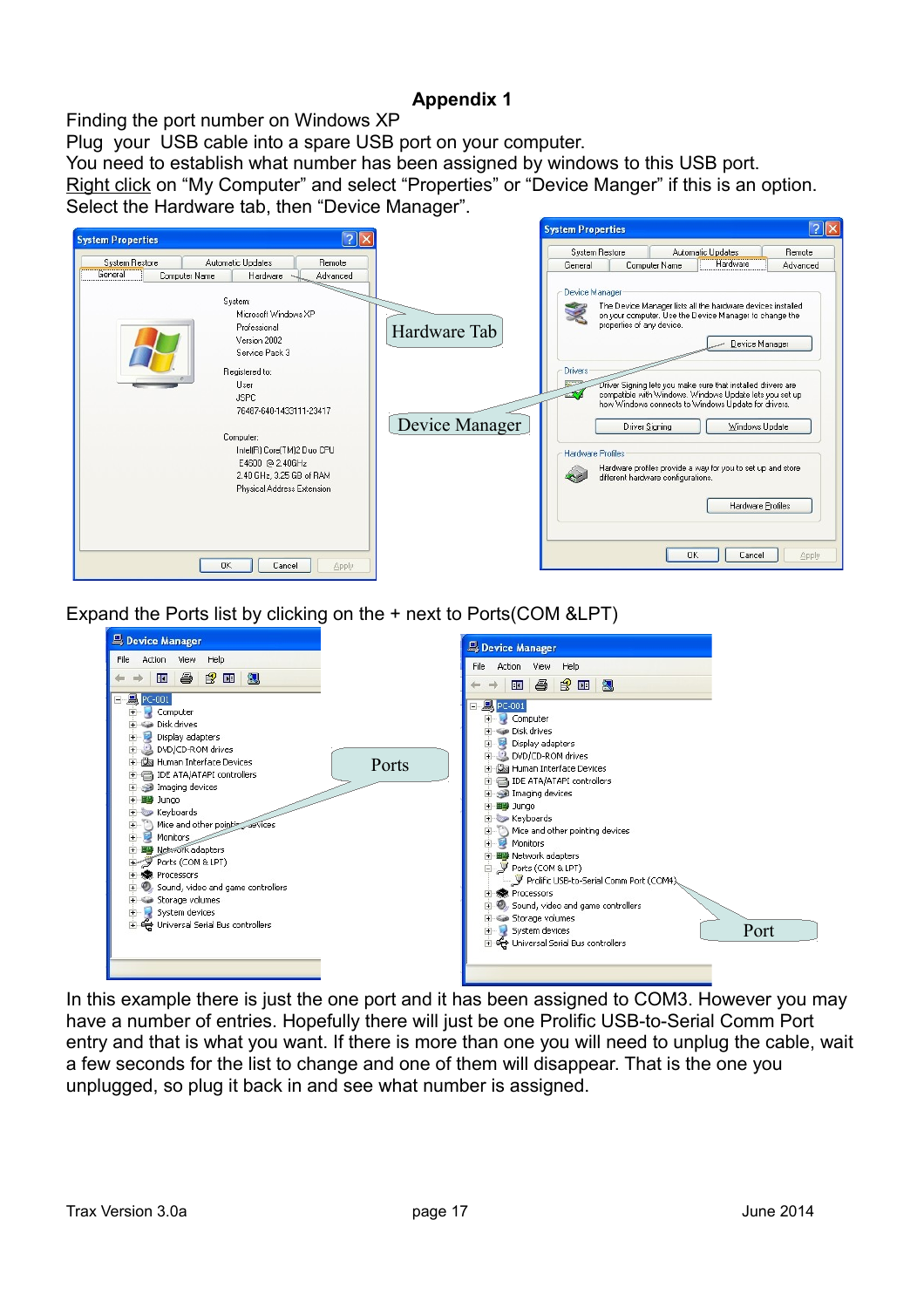# Appendix 1

Finding the port number on Windows XP

Plug your USB cable into a spare USB port on your computer.

You need to establish what number has been assigned by windows to this USB port.

Right click on "My Computer" and select "Properties" or "Device Manger" if this is an option.

Select the Hardware tab, then "Device Manager".

Expand the Ports list by clicking on the + next to Ports(COM &LPT)

In this example there is just the one port and it has been assigned to COM3. However you may have a number of entries. Hopefully there will just be one Prolific USB-to-Serial Comm Port entry and that is what you want. If there is more than one you will need to unplug the cable, wait a few seconds for the list to change and one of them will disappear. That is the one you unplugged, so plug it back in and see what number is assigned.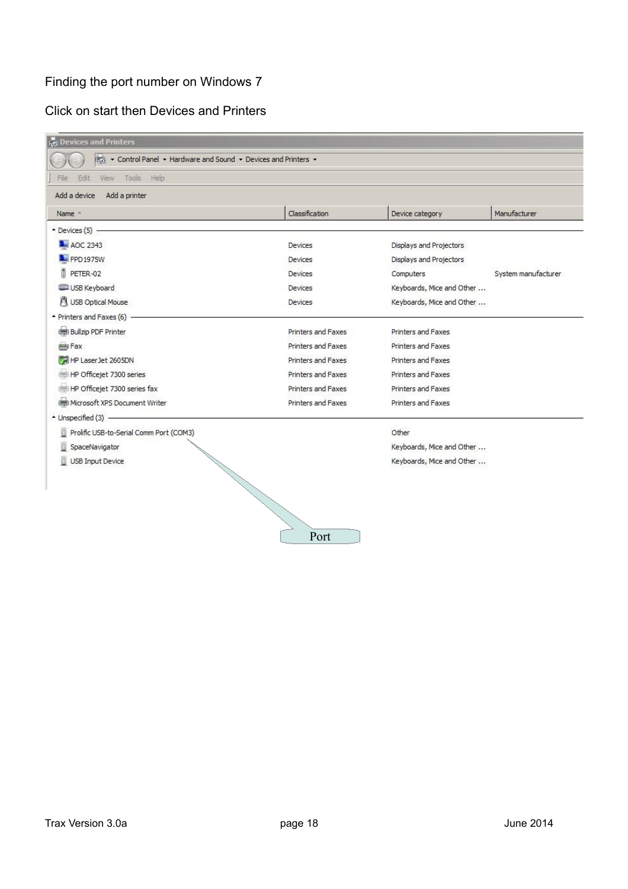Finding the port number on Windows 7

Click on start then Devices and Printers

Devices and Printers

Control Panel ▸ Hardware and Sound ▸ Devices and Printers ▸

File Edit View Tools Help

Add a device Add a printer

| Name | Classification | Device category | Manufacturer |
|---|---|---|---|
| **Devices (5)** | | | |
| AOC 2343 | Devices | Displays and Projectors | |
| FPD1975W | Devices | Displays and Projectors | |
| PETER-02 | Devices | Computers | System manufacturer |
| USB Keyboard | Devices | Keyboards, Mice and Other ... | |
| USB Optical Mouse | Devices | Keyboards, Mice and Other ... | |
| **Printers and Faxes (6)** | | | |
| Bullzip PDF Printer | Printers and Faxes | Printers and Faxes | |
| Fax | Printers and Faxes | Printers and Faxes | |
| HP LaserJet 2605DN | Printers and Faxes | Printers and Faxes | |
| HP Officejet 7300 series | Printers and Faxes | Printers and Faxes | |
| HP Officejet 7300 series fax | Printers and Faxes | Printers and Faxes | |
| Microsoft XPS Document Writer | Printers and Faxes | Printers and Faxes | |
| **Unspecified (3)** | | | |
| Prolific USB-to-Serial Comm Port (COM3) | | Other | |
| SpaceNavigator | | Keyboards, Mice and Other ... | |
| USB Input Device | | Keyboards, Mice and Other ... | |

Port